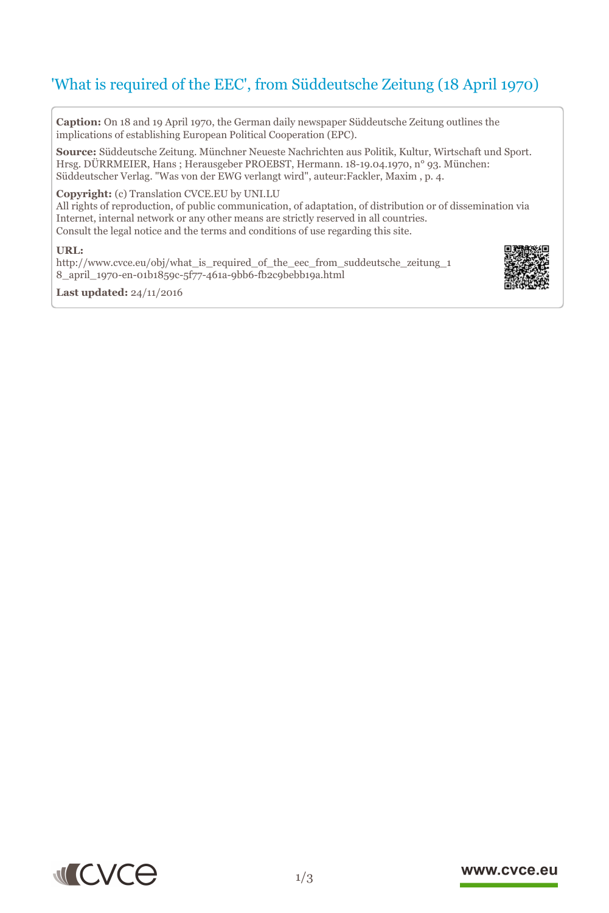# 'What is required of the EEC', from Süddeutsche Zeitung (18 April 1970)

**Caption:** On 18 and 19 April 1970, the German daily newspaper Süddeutsche Zeitung outlines the implications of establishing European Political Cooperation (EPC).

**Source:** Süddeutsche Zeitung. Münchner Neueste Nachrichten aus Politik, Kultur, Wirtschaft und Sport. Hrsg. DÜRRMEIER, Hans ; Herausgeber PROEBST, Hermann. 18-19.04.1970, n° 93. München: Süddeutscher Verlag. "Was von der EWG verlangt wird", auteur:Fackler, Maxim , p. 4.

**Copyright:** (c) Translation CVCE.EU by UNI.LU
All rights of reproduction, of public communication, of adaptation, of distribution or of dissemination via Internet, internal network or any other means are strictly reserved in all countries.
Consult the legal notice and the terms and conditions of use regarding this site.

**URL:**
http://www.cvce.eu/obj/what_is_required_of_the_eec_from_suddeutsche_zeitung_18_april_1970-en-01b1859c-5f77-461a-9bb6-fb2c9bebb19a.html

**Last updated:** 24/11/2016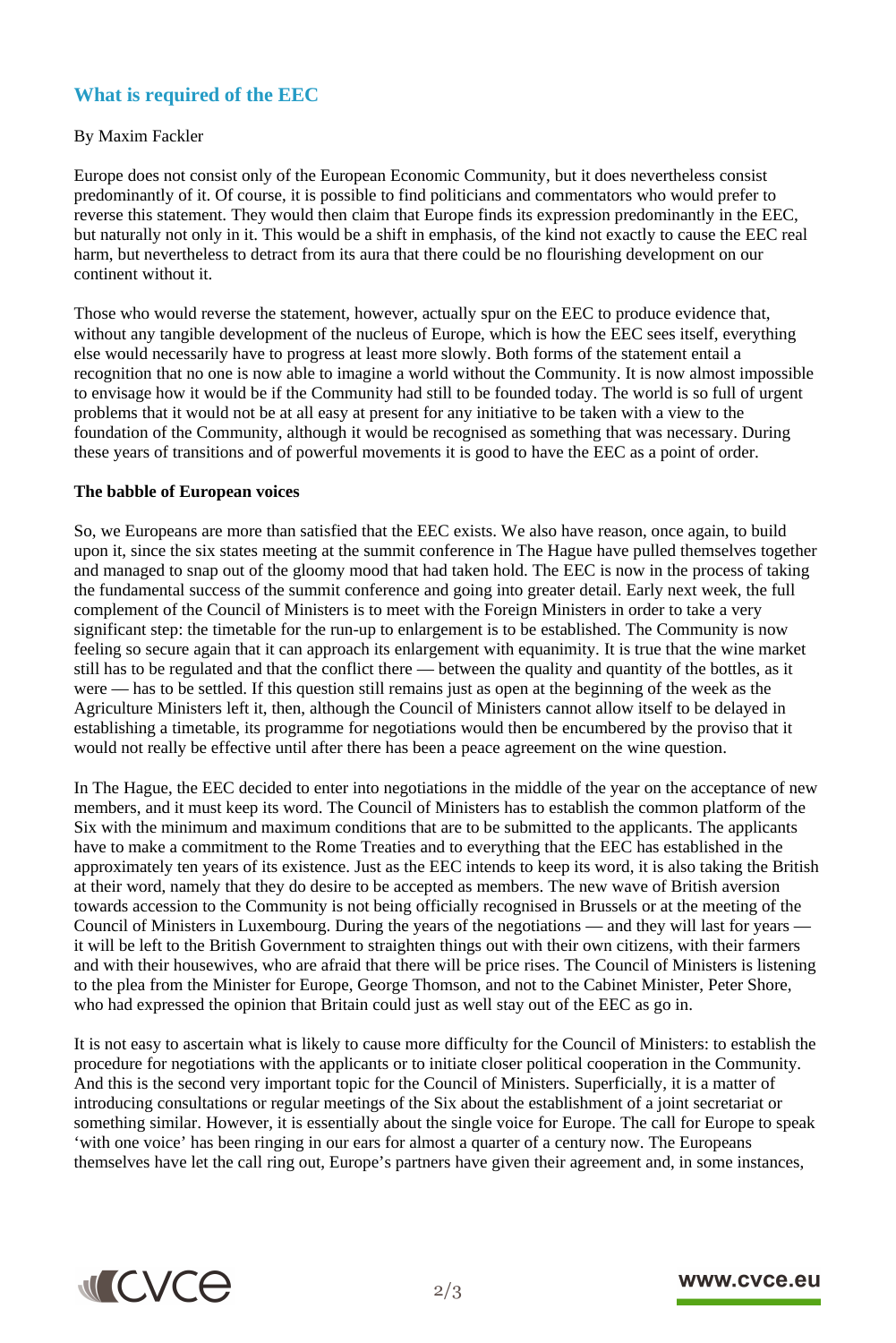## What is required of the EEC

By Maxim Fackler

Europe does not consist only of the European Economic Community, but it does nevertheless consist predominantly of it. Of course, it is possible to find politicians and commentators who would prefer to reverse this statement. They would then claim that Europe finds its expression predominantly in the EEC, but naturally not only in it. This would be a shift in emphasis, of the kind not exactly to cause the EEC real harm, but nevertheless to detract from its aura that there could be no flourishing development on our continent without it.

Those who would reverse the statement, however, actually spur on the EEC to produce evidence that, without any tangible development of the nucleus of Europe, which is how the EEC sees itself, everything else would necessarily have to progress at least more slowly. Both forms of the statement entail a recognition that no one is now able to imagine a world without the Community. It is now almost impossible to envisage how it would be if the Community had still to be founded today. The world is so full of urgent problems that it would not be at all easy at present for any initiative to be taken with a view to the foundation of the Community, although it would be recognised as something that was necessary. During these years of transitions and of powerful movements it is good to have the EEC as a point of order.

**The babble of European voices**

So, we Europeans are more than satisfied that the EEC exists. We also have reason, once again, to build upon it, since the six states meeting at the summit conference in The Hague have pulled themselves together and managed to snap out of the gloomy mood that had taken hold. The EEC is now in the process of taking the fundamental success of the summit conference and going into greater detail. Early next week, the full complement of the Council of Ministers is to meet with the Foreign Ministers in order to take a very significant step: the timetable for the run-up to enlargement is to be established. The Community is now feeling so secure again that it can approach its enlargement with equanimity. It is true that the wine market still has to be regulated and that the conflict there — between the quality and quantity of the bottles, as it were — has to be settled. If this question still remains just as open at the beginning of the week as the Agriculture Ministers left it, then, although the Council of Ministers cannot allow itself to be delayed in establishing a timetable, its programme for negotiations would then be encumbered by the proviso that it would not really be effective until after there has been a peace agreement on the wine question.

In The Hague, the EEC decided to enter into negotiations in the middle of the year on the acceptance of new members, and it must keep its word. The Council of Ministers has to establish the common platform of the Six with the minimum and maximum conditions that are to be submitted to the applicants. The applicants have to make a commitment to the Rome Treaties and to everything that the EEC has established in the approximately ten years of its existence. Just as the EEC intends to keep its word, it is also taking the British at their word, namely that they do desire to be accepted as members. The new wave of British aversion towards accession to the Community is not being officially recognised in Brussels or at the meeting of the Council of Ministers in Luxembourg. During the years of the negotiations — and they will last for years — it will be left to the British Government to straighten things out with their own citizens, with their farmers and with their housewives, who are afraid that there will be price rises. The Council of Ministers is listening to the plea from the Minister for Europe, George Thomson, and not to the Cabinet Minister, Peter Shore, who had expressed the opinion that Britain could just as well stay out of the EEC as go in.

It is not easy to ascertain what is likely to cause more difficulty for the Council of Ministers: to establish the procedure for negotiations with the applicants or to initiate closer political cooperation in the Community. And this is the second very important topic for the Council of Ministers. Superficially, it is a matter of introducing consultations or regular meetings of the Six about the establishment of a joint secretariat or something similar. However, it is essentially about the single voice for Europe. The call for Europe to speak 'with one voice' has been ringing in our ears for almost a quarter of a century now. The Europeans themselves have let the call ring out, Europe's partners have given their agreement and, in some instances,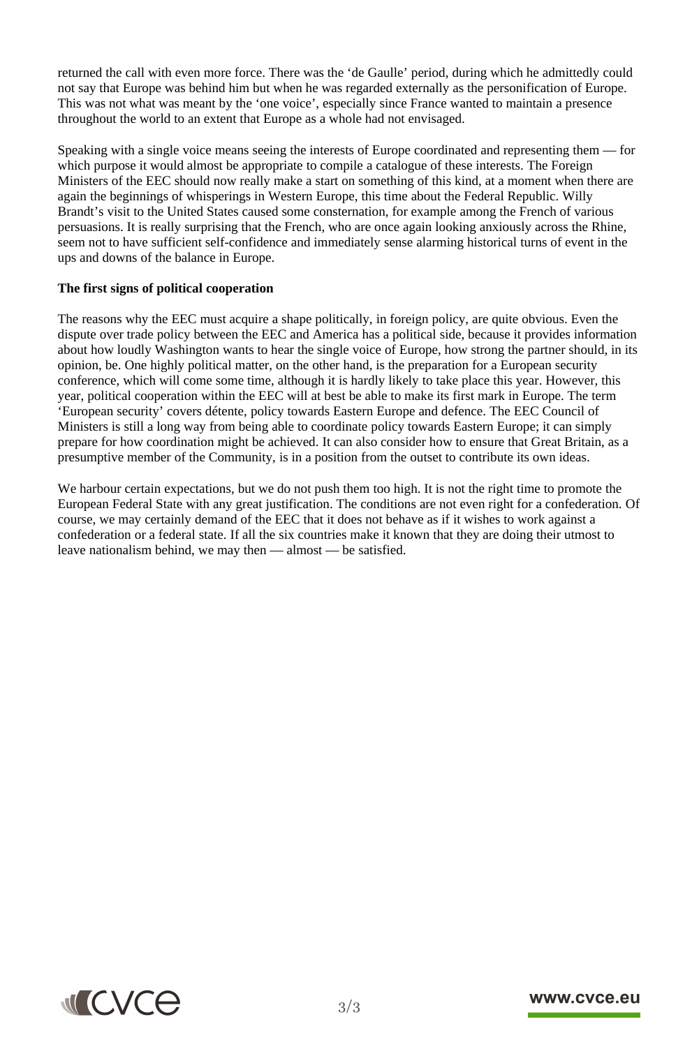returned the call with even more force. There was the 'de Gaulle' period, during which he admittedly could not say that Europe was behind him but when he was regarded externally as the personification of Europe. This was not what was meant by the 'one voice', especially since France wanted to maintain a presence throughout the world to an extent that Europe as a whole had not envisaged.

Speaking with a single voice means seeing the interests of Europe coordinated and representing them — for which purpose it would almost be appropriate to compile a catalogue of these interests. The Foreign Ministers of the EEC should now really make a start on something of this kind, at a moment when there are again the beginnings of whisperings in Western Europe, this time about the Federal Republic. Willy Brandt's visit to the United States caused some consternation, for example among the French of various persuasions. It is really surprising that the French, who are once again looking anxiously across the Rhine, seem not to have sufficient self-confidence and immediately sense alarming historical turns of event in the ups and downs of the balance in Europe.

**The first signs of political cooperation**

The reasons why the EEC must acquire a shape politically, in foreign policy, are quite obvious. Even the dispute over trade policy between the EEC and America has a political side, because it provides information about how loudly Washington wants to hear the single voice of Europe, how strong the partner should, in its opinion, be. One highly political matter, on the other hand, is the preparation for a European security conference, which will come some time, although it is hardly likely to take place this year. However, this year, political cooperation within the EEC will at best be able to make its first mark in Europe. The term 'European security' covers détente, policy towards Eastern Europe and defence. The EEC Council of Ministers is still a long way from being able to coordinate policy towards Eastern Europe; it can simply prepare for how coordination might be achieved. It can also consider how to ensure that Great Britain, as a presumptive member of the Community, is in a position from the outset to contribute its own ideas.

We harbour certain expectations, but we do not push them too high. It is not the right time to promote the European Federal State with any great justification. The conditions are not even right for a confederation. Of course, we may certainly demand of the EEC that it does not behave as if it wishes to work against a confederation or a federal state. If all the six countries make it known that they are doing their utmost to leave nationalism behind, we may then — almost — be satisfied.